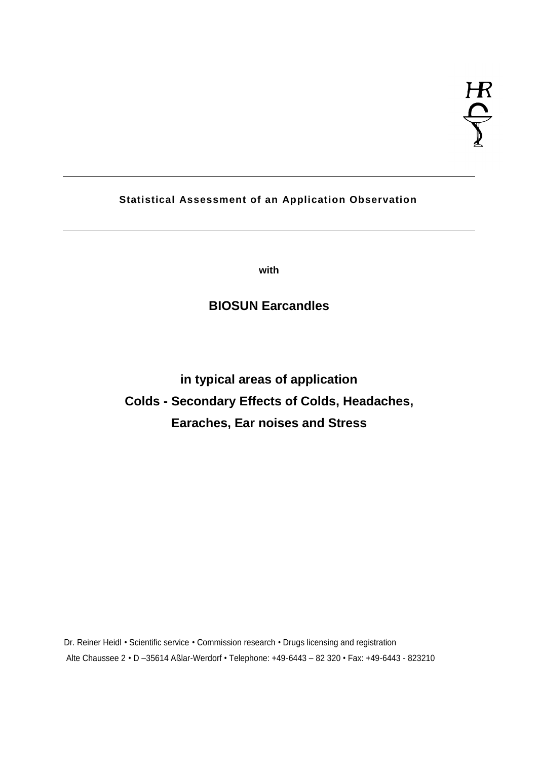HR

# Statistical Assessment of an Application Observation

**with**

## BIOSUN Earcandles

## in typical areas of application
## Colds - Secondary Effects of Colds, Headaches,
## Earaches, Ear noises and Stress

Dr. Reiner Heidl • Scientific service • Commission research • Drugs licensing and registration
Alte Chaussee 2 • D –35614 Aßlar-Werdorf • Telephone: +49-6443 – 82 320 • Fax: +49-6443 - 823210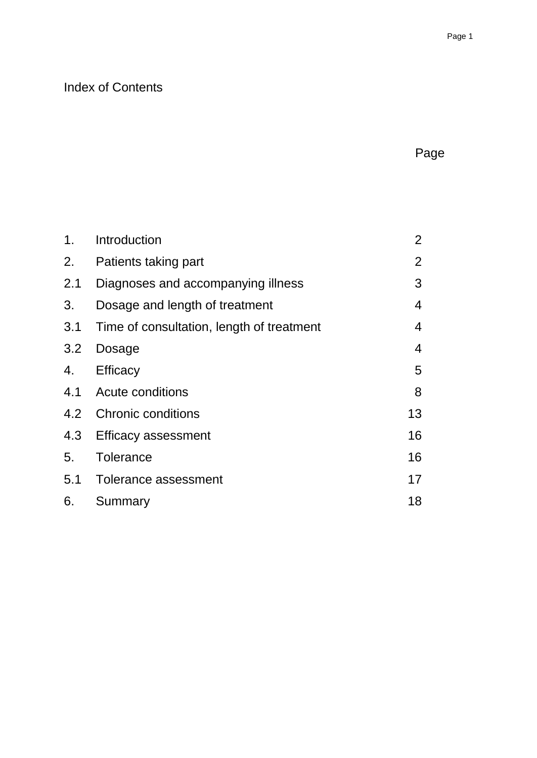# Index of Contents

| | | Page |
|---|---|---|
| 1. | Introduction | 2 |
| 2. | Patients taking part | 2 |
| 2.1 | Diagnoses and accompanying illness | 3 |
| 3. | Dosage and length of treatment | 4 |
| 3.1 | Time of consultation, length of treatment | 4 |
| 3.2 | Dosage | 4 |
| 4. | Efficacy | 5 |
| 4.1 | Acute conditions | 8 |
| 4.2 | Chronic conditions | 13 |
| 4.3 | Efficacy assessment | 16 |
| 5. | Tolerance | 16 |
| 5.1 | Tolerance assessment | 17 |
| 6. | Summary | 18 |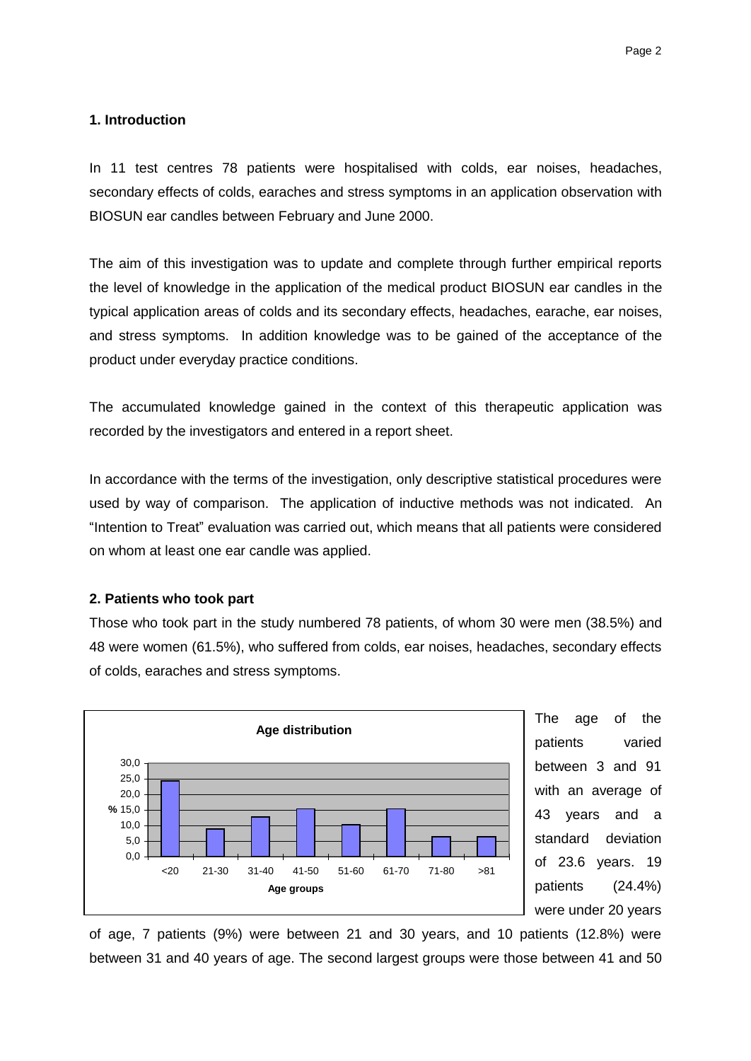## 1. Introduction

In 11 test centres 78 patients were hospitalised with colds, ear noises, headaches, secondary effects of colds, earaches and stress symptoms in an application observation with BIOSUN ear candles between February and June 2000.

The aim of this investigation was to update and complete through further empirical reports the level of knowledge in the application of the medical product BIOSUN ear candles in the typical application areas of colds and its secondary effects, headaches, earache, ear noises, and stress symptoms. In addition knowledge was to be gained of the acceptance of the product under everyday practice conditions.

The accumulated knowledge gained in the context of this therapeutic application was recorded by the investigators and entered in a report sheet.

In accordance with the terms of the investigation, only descriptive statistical procedures were used by way of comparison. The application of inductive methods was not indicated. An "Intention to Treat" evaluation was carried out, which means that all patients were considered on whom at least one ear candle was applied.

## 2. Patients who took part

Those who took part in the study numbered 78 patients, of whom 30 were men (38.5%) and 48 were women (61.5%), who suffered from colds, ear noises, headaches, secondary effects of colds, earaches and stress symptoms.

**Age distribution**

| Age groups | % |
|---|---|
| <20 | 24.4 |
| 21-30 | 9.0 |
| 31-40 | 12.8 |
| 41-50 | 15.4 |
| 51-60 | 10.3 |
| 61-70 | 15.4 |
| 71-80 | 6.4 |
| >81 | 6.4 |

The age of the patients varied between 3 and 91 with an average of 43 years and a standard deviation of 23.6 years. 19 patients (24.4%) were under 20 years of age, 7 patients (9%) were between 21 and 30 years, and 10 patients (12.8%) were between 31 and 40 years of age. The second largest groups were those between 41 and 50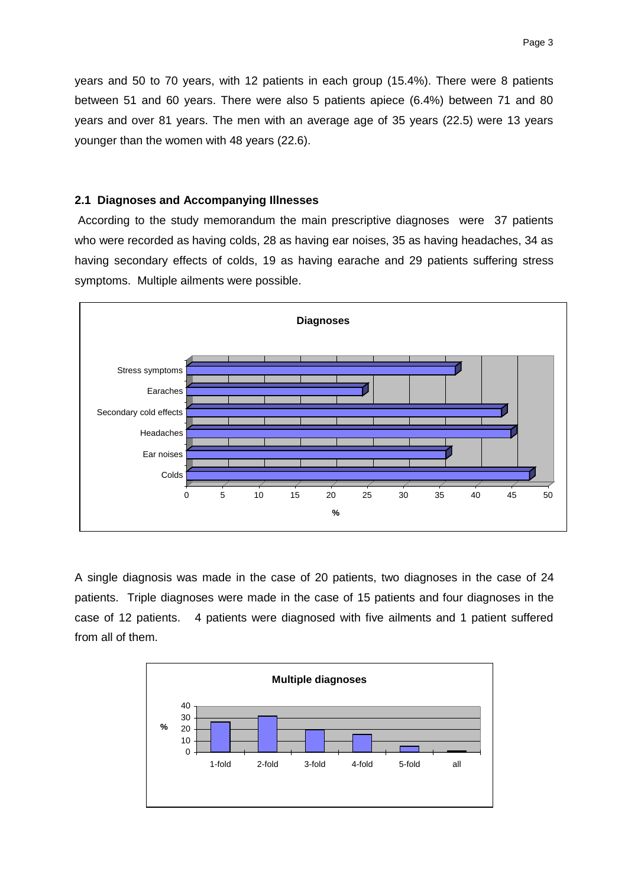years and 50 to 70 years, with 12 patients in each group (15.4%). There were 8 patients between 51 and 60 years. There were also 5 patients apiece (6.4%) between 71 and 80 years and over 81 years. The men with an average age of 35 years (22.5) were 13 years younger than the women with 48 years (22.6).

### 2.1 Diagnoses and Accompanying Illnesses

According to the study memorandum the main prescriptive diagnoses were 37 patients who were recorded as having colds, 28 as having ear noises, 35 as having headaches, 34 as having secondary effects of colds, 19 as having earache and 29 patients suffering stress symptoms. Multiple ailments were possible.

A single diagnosis was made in the case of 20 patients, two diagnoses in the case of 24 patients. Triple diagnoses were made in the case of 15 patients and four diagnoses in the case of 12 patients. 4 patients were diagnosed with five ailments and 1 patient suffered from all of them.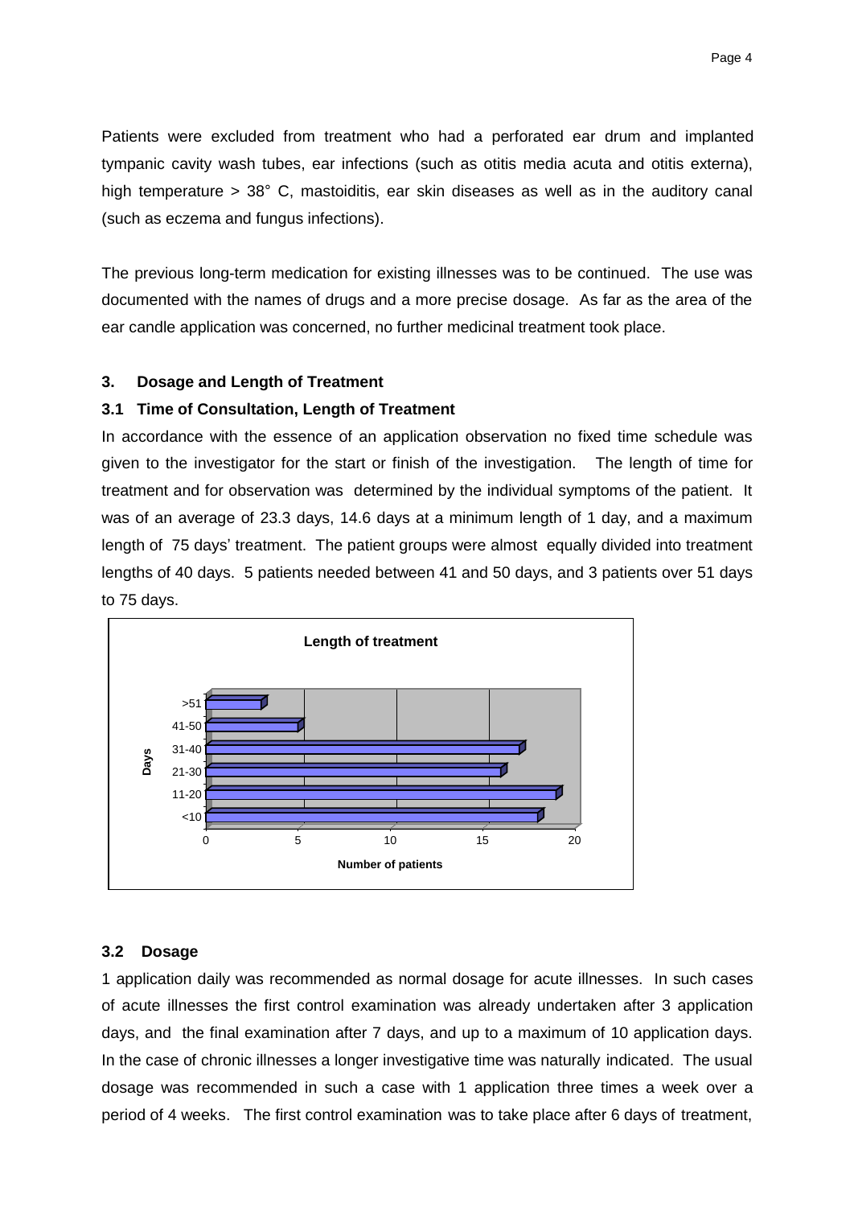Patients were excluded from treatment who had a perforated ear drum and implanted tympanic cavity wash tubes, ear infections (such as otitis media acuta and otitis externa), high temperature > 38° C, mastoiditis, ear skin diseases as well as in the auditory canal (such as eczema and fungus infections).

The previous long-term medication for existing illnesses was to be continued. The use was documented with the names of drugs and a more precise dosage. As far as the area of the ear candle application was concerned, no further medicinal treatment took place.

## 3. Dosage and Length of Treatment

### 3.1 Time of Consultation, Length of Treatment

In accordance with the essence of an application observation no fixed time schedule was given to the investigator for the start or finish of the investigation. The length of time for treatment and for observation was determined by the individual symptoms of the patient. It was of an average of 23.3 days, 14.6 days at a minimum length of 1 day, and a maximum length of 75 days' treatment. The patient groups were almost equally divided into treatment lengths of 40 days. 5 patients needed between 41 and 50 days, and 3 patients over 51 days to 75 days.

**Length of treatment**

### 3.2 Dosage

1 application daily was recommended as normal dosage for acute illnesses. In such cases of acute illnesses the first control examination was already undertaken after 3 application days, and the final examination after 7 days, and up to a maximum of 10 application days. In the case of chronic illnesses a longer investigative time was naturally indicated. The usual dosage was recommended in such a case with 1 application three times a week over a period of 4 weeks. The first control examination was to take place after 6 days of treatment,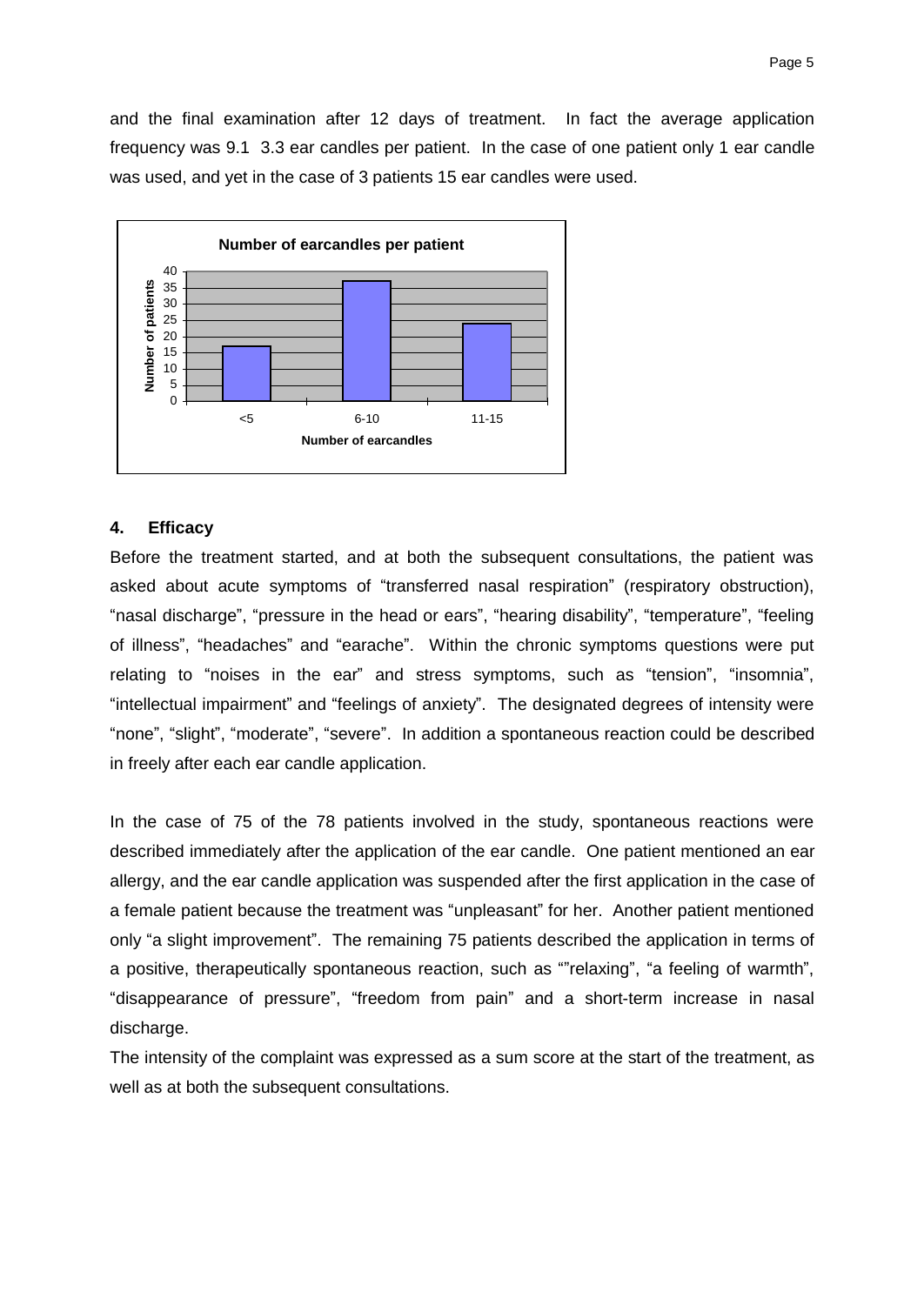and the final examination after 12 days of treatment. In fact the average application frequency was 9.1  3.3 ear candles per patient. In the case of one patient only 1 ear candle was used, and yet in the case of 3 patients 15 ear candles were used.

## 4. Efficacy

Before the treatment started, and at both the subsequent consultations, the patient was asked about acute symptoms of "transferred nasal respiration" (respiratory obstruction), "nasal discharge", "pressure in the head or ears", "hearing disability", "temperature", "feeling of illness", "headaches" and "earache". Within the chronic symptoms questions were put relating to "noises in the ear" and stress symptoms, such as "tension", "insomnia", "intellectual impairment" and "feelings of anxiety". The designated degrees of intensity were "none", "slight", "moderate", "severe". In addition a spontaneous reaction could be described in freely after each ear candle application.

In the case of 75 of the 78 patients involved in the study, spontaneous reactions were described immediately after the application of the ear candle. One patient mentioned an ear allergy, and the ear candle application was suspended after the first application in the case of a female patient because the treatment was "unpleasant" for her. Another patient mentioned only "a slight improvement". The remaining 75 patients described the application in terms of a positive, therapeutically spontaneous reaction, such as ""relaxing", "a feeling of warmth", "disappearance of pressure", "freedom from pain" and a short-term increase in nasal discharge.

The intensity of the complaint was expressed as a sum score at the start of the treatment, as well as at both the subsequent consultations.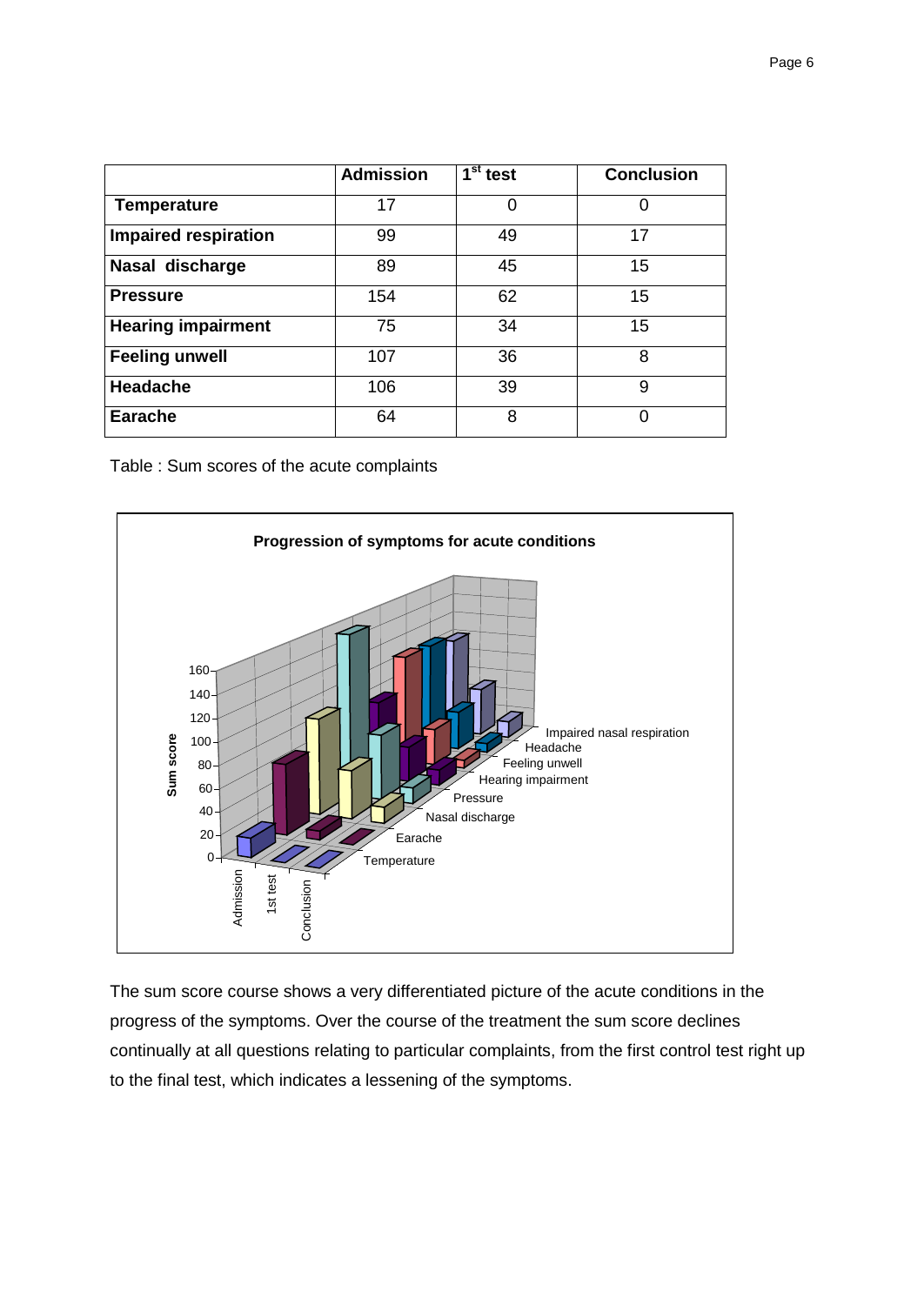|  | Admission | 1st test | Conclusion |
| --- | --- | --- | --- |
| **Temperature** | 17 | 0 | 0 |
| **Impaired respiration** | 99 | 49 | 17 |
| **Nasal discharge** | 89 | 45 | 15 |
| **Pressure** | 154 | 62 | 15 |
| **Hearing impairment** | 75 | 34 | 15 |
| **Feeling unwell** | 107 | 36 | 8 |
| **Headache** | 106 | 39 | 9 |
| **Earache** | 64 | 8 | 0 |

Table : Sum scores of the acute complaints

The sum score course shows a very differentiated picture of the acute conditions in the progress of the symptoms. Over the course of the treatment the sum score declines continually at all questions relating to particular complaints, from the first control test right up to the final test, which indicates a lessening of the symptoms.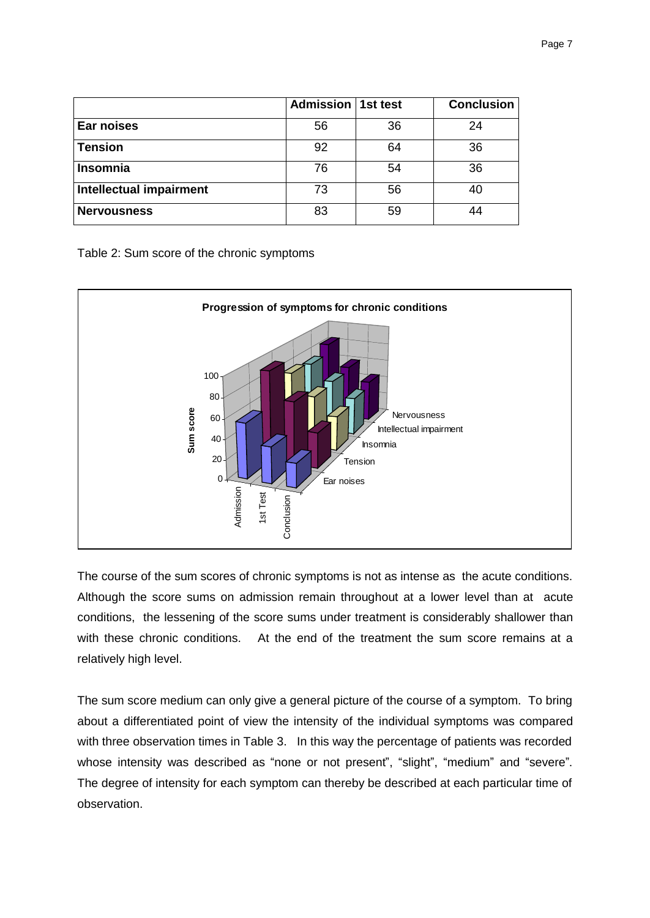|  | Admission | 1st test | Conclusion |
| --- | --- | --- | --- |
| **Ear noises** | 56 | 36 | 24 |
| **Tension** | 92 | 64 | 36 |
| **Insomnia** | 76 | 54 | 36 |
| **Intellectual impairment** | 73 | 56 | 40 |
| **Nervousness** | 83 | 59 | 44 |

Table 2: Sum score of the chronic symptoms

The course of the sum scores of chronic symptoms is not as intense as the acute conditions. Although the score sums on admission remain throughout at a lower level than at acute conditions, the lessening of the score sums under treatment is considerably shallower than with these chronic conditions. At the end of the treatment the sum score remains at a relatively high level.

The sum score medium can only give a general picture of the course of a symptom. To bring about a differentiated point of view the intensity of the individual symptoms was compared with three observation times in Table 3. In this way the percentage of patients was recorded whose intensity was described as "none or not present", "slight", "medium" and "severe". The degree of intensity for each symptom can thereby be described at each particular time of observation.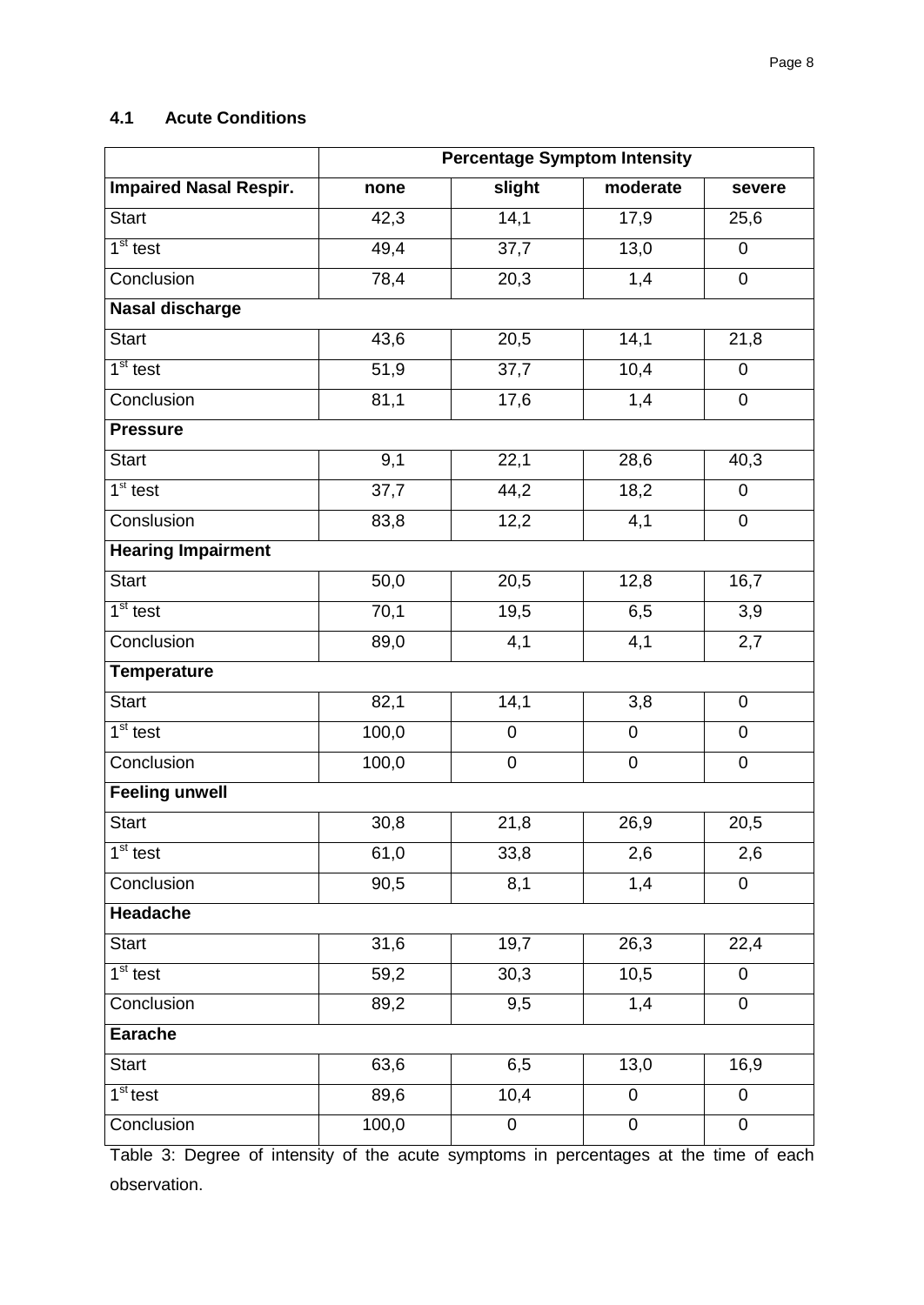### 4.1 Acute Conditions

| | Percentage Symptom Intensity | | | |
|---|---|---|---|---|
| **Impaired Nasal Respir.** | **none** | **slight** | **moderate** | **severe** |
| Start | 42,3 | 14,1 | 17,9 | 25,6 |
| 1st test | 49,4 | 37,7 | 13,0 | 0 |
| Conclusion | 78,4 | 20,3 | 1,4 | 0 |
| **Nasal discharge** | | | | |
| Start | 43,6 | 20,5 | 14,1 | 21,8 |
| 1st test | 51,9 | 37,7 | 10,4 | 0 |
| Conclusion | 81,1 | 17,6 | 1,4 | 0 |
| **Pressure** | | | | |
| Start | 9,1 | 22,1 | 28,6 | 40,3 |
| 1st test | 37,7 | 44,2 | 18,2 | 0 |
| Conslusion | 83,8 | 12,2 | 4,1 | 0 |
| **Hearing Impairment** | | | | |
| Start | 50,0 | 20,5 | 12,8 | 16,7 |
| 1st test | 70,1 | 19,5 | 6,5 | 3,9 |
| Conclusion | 89,0 | 4,1 | 4,1 | 2,7 |
| **Temperature** | | | | |
| Start | 82,1 | 14,1 | 3,8 | 0 |
| 1st test | 100,0 | 0 | 0 | 0 |
| Conclusion | 100,0 | 0 | 0 | 0 |
| **Feeling unwell** | | | | |
| Start | 30,8 | 21,8 | 26,9 | 20,5 |
| 1st test | 61,0 | 33,8 | 2,6 | 2,6 |
| Conclusion | 90,5 | 8,1 | 1,4 | 0 |
| **Headache** | | | | |
| Start | 31,6 | 19,7 | 26,3 | 22,4 |
| 1st test | 59,2 | 30,3 | 10,5 | 0 |
| Conclusion | 89,2 | 9,5 | 1,4 | 0 |
| **Earache** | | | | |
| Start | 63,6 | 6,5 | 13,0 | 16,9 |
| 1st test | 89,6 | 10,4 | 0 | 0 |
| Conclusion | 100,0 | 0 | 0 | 0 |

Table 3: Degree of intensity of the acute symptoms in percentages at the time of each observation.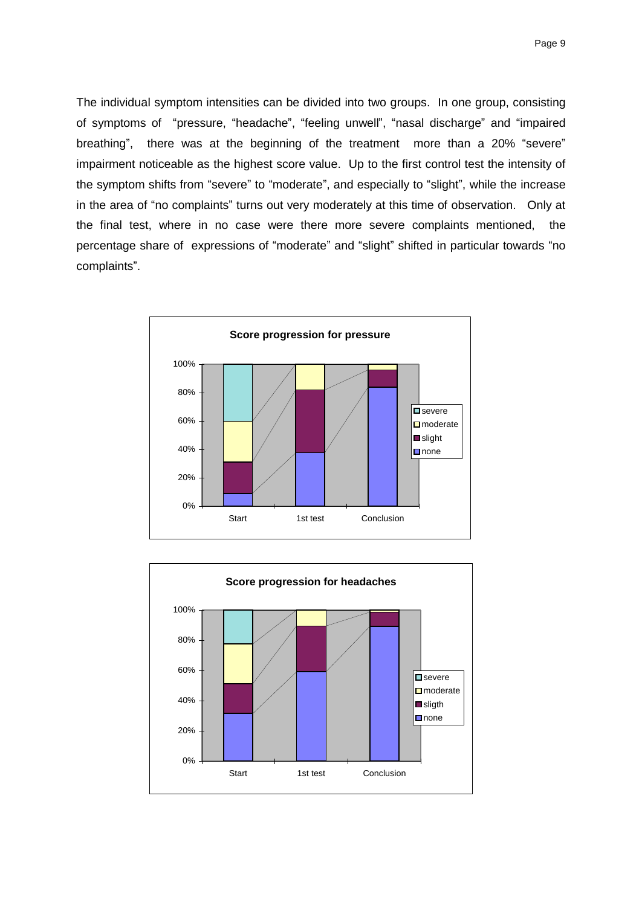The individual symptom intensities can be divided into two groups. In one group, consisting of symptoms of "pressure, "headache", "feeling unwell", "nasal discharge" and "impaired breathing", there was at the beginning of the treatment more than a 20% "severe" impairment noticeable as the highest score value. Up to the first control test the intensity of the symptom shifts from "severe" to "moderate", and especially to "slight", while the increase in the area of "no complaints" turns out very moderately at this time of observation. Only at the final test, where in no case were there more severe complaints mentioned, the percentage share of expressions of "moderate" and "slight" shifted in particular towards "no complaints".

**Score progression for pressure**

100%
80%
60%
40%
20%
0%

Start | 1st test | Conclusion

severe
moderate
slight
none

**Score progression for headaches**

100%
80%
60%
40%
20%
0%

Start | 1st test | Conclusion

severe
moderate
sligth
none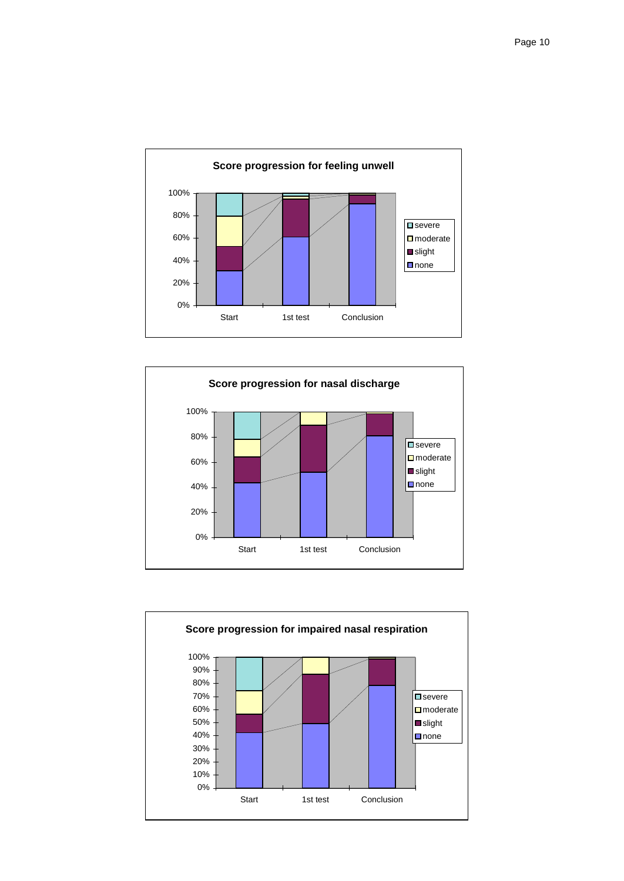**Score progression for feeling unwell**

**Score progression for nasal discharge**

**Score progression for impaired nasal respiration**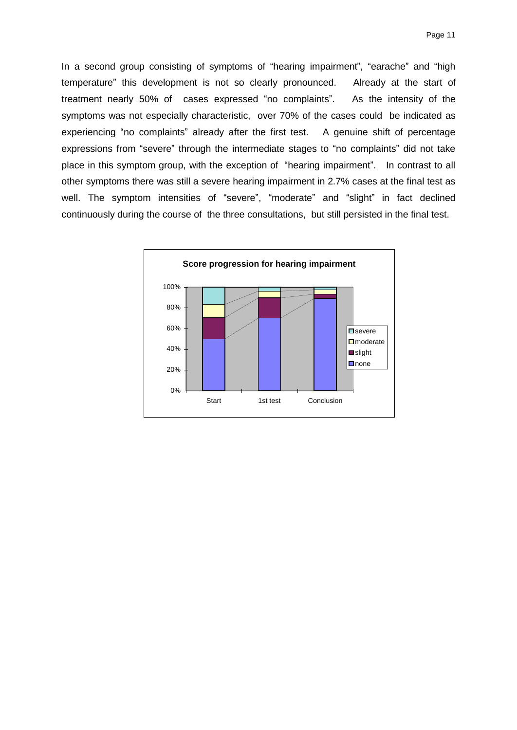In a second group consisting of symptoms of "hearing impairment", "earache" and "high temperature" this development is not so clearly pronounced. Already at the start of treatment nearly 50% of cases expressed "no complaints". As the intensity of the symptoms was not especially characteristic, over 70% of the cases could be indicated as experiencing "no complaints" already after the first test. A genuine shift of percentage expressions from "severe" through the intermediate stages to "no complaints" did not take place in this symptom group, with the exception of "hearing impairment". In contrast to all other symptoms there was still a severe hearing impairment in 2.7% cases at the final test as well. The symptom intensities of "severe", "moderate" and "slight" in fact declined continuously during the course of the three consultations, but still persisted in the final test.

**Score progression for hearing impairment**

(Stacked bar chart: categories Start, 1st test, Conclusion; y-axis 0%–100%; legend: severe, moderate, slight, none)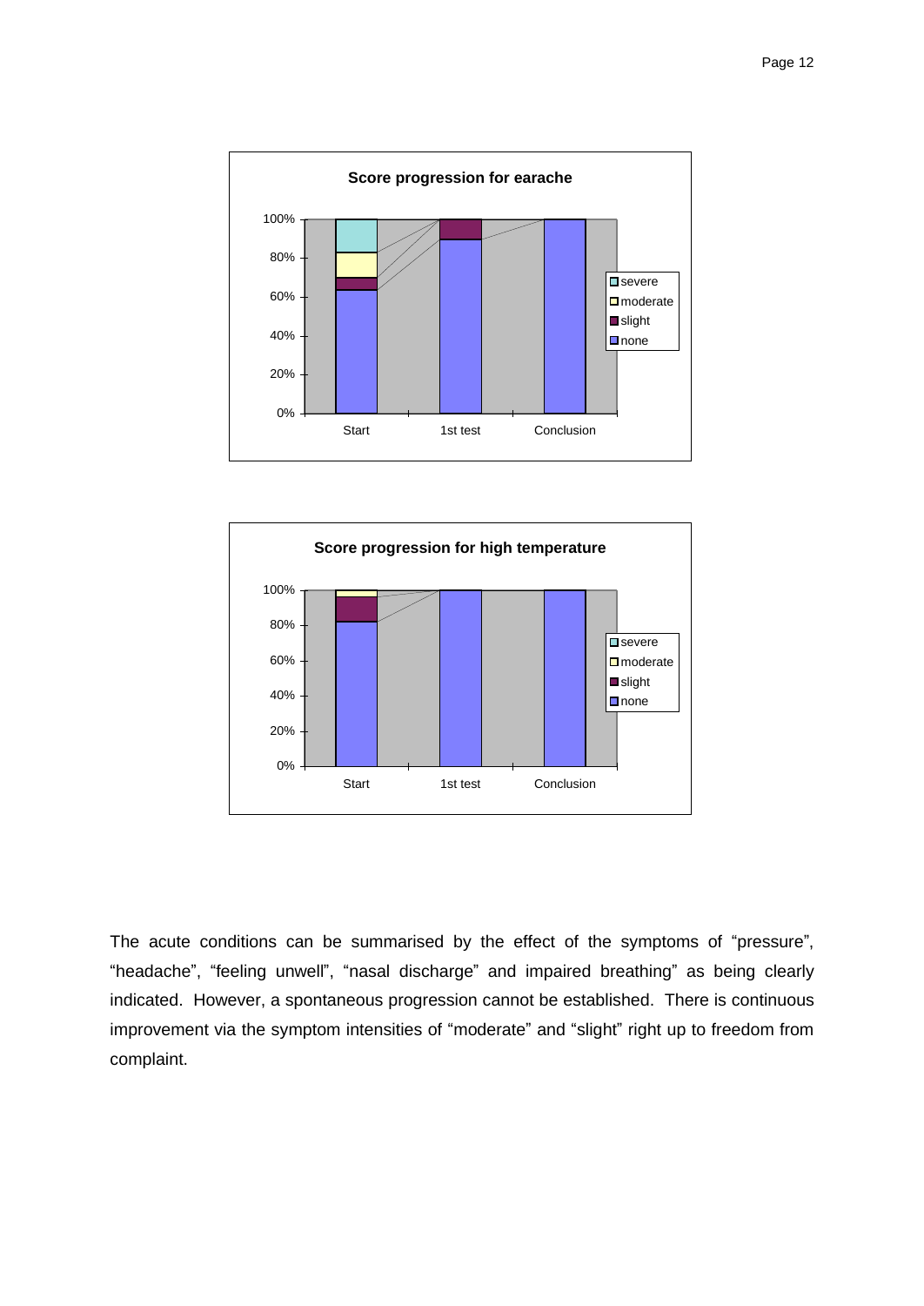The acute conditions can be summarised by the effect of the symptoms of "pressure", "headache", "feeling unwell", "nasal discharge" and impaired breathing" as being clearly indicated. However, a spontaneous progression cannot be established. There is continuous improvement via the symptom intensities of "moderate" and "slight" right up to freedom from complaint.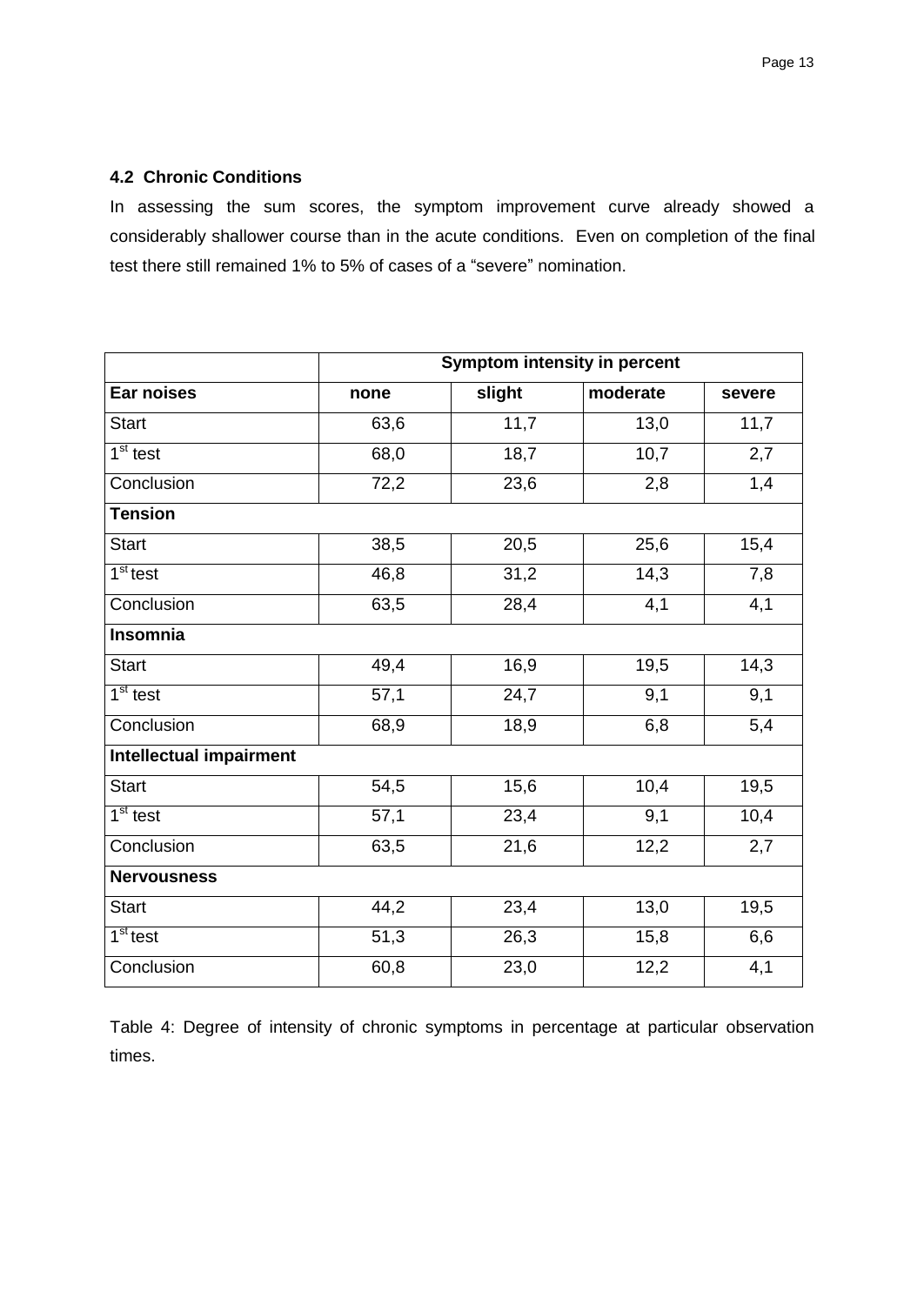### 4.2 Chronic Conditions

In assessing the sum scores, the symptom improvement curve already showed a considerably shallower course than in the acute conditions. Even on completion of the final test there still remained 1% to 5% of cases of a "severe" nomination.

| | Symptom intensity in percent | | | |
|---|---|---|---|---|
| **Ear noises** | **none** | **slight** | **moderate** | **severe** |
| Start | 63,6 | 11,7 | 13,0 | 11,7 |
| 1st test | 68,0 | 18,7 | 10,7 | 2,7 |
| Conclusion | 72,2 | 23,6 | 2,8 | 1,4 |
| **Tension** | | | | |
| Start | 38,5 | 20,5 | 25,6 | 15,4 |
| 1st test | 46,8 | 31,2 | 14,3 | 7,8 |
| Conclusion | 63,5 | 28,4 | 4,1 | 4,1 |
| **Insomnia** | | | | |
| Start | 49,4 | 16,9 | 19,5 | 14,3 |
| 1st test | 57,1 | 24,7 | 9,1 | 9,1 |
| Conclusion | 68,9 | 18,9 | 6,8 | 5,4 |
| **Intellectual impairment** | | | | |
| Start | 54,5 | 15,6 | 10,4 | 19,5 |
| 1st test | 57,1 | 23,4 | 9,1 | 10,4 |
| Conclusion | 63,5 | 21,6 | 12,2 | 2,7 |
| **Nervousness** | | | | |
| Start | 44,2 | 23,4 | 13,0 | 19,5 |
| 1st test | 51,3 | 26,3 | 15,8 | 6,6 |
| Conclusion | 60,8 | 23,0 | 12,2 | 4,1 |

Table 4: Degree of intensity of chronic symptoms in percentage at particular observation times.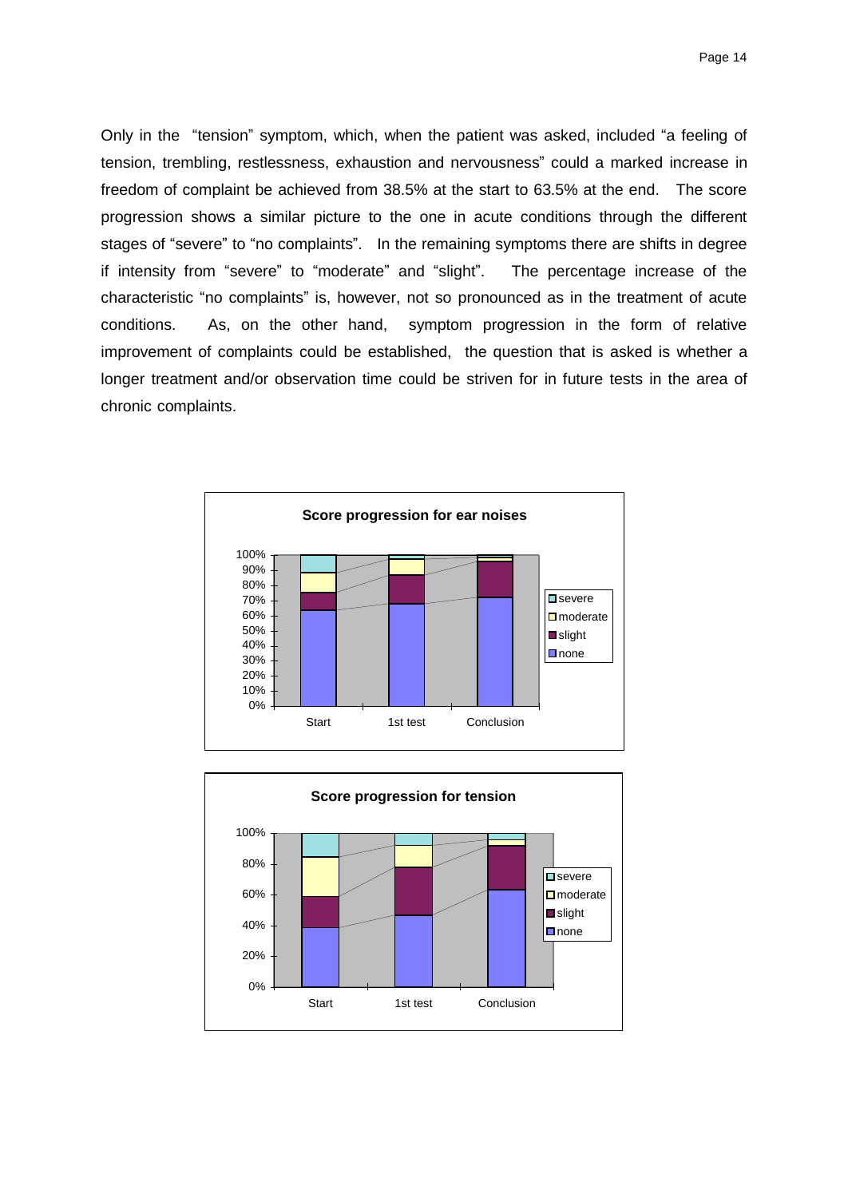Only in the "tension" symptom, which, when the patient was asked, included "a feeling of tension, trembling, restlessness, exhaustion and nervousness" could a marked increase in freedom of complaint be achieved from 38.5% at the start to 63.5% at the end. The score progression shows a similar picture to the one in acute conditions through the different stages of "severe" to "no complaints". In the remaining symptoms there are shifts in degree if intensity from "severe" to "moderate" and "slight". The percentage increase of the characteristic "no complaints" is, however, not so pronounced as in the treatment of acute conditions. As, on the other hand, symptom progression in the form of relative improvement of complaints could be established, the question that is asked is whether a longer treatment and/or observation time could be striven for in future tests in the area of chronic complaints.

**Score progression for ear noises**

**Score progression for tension**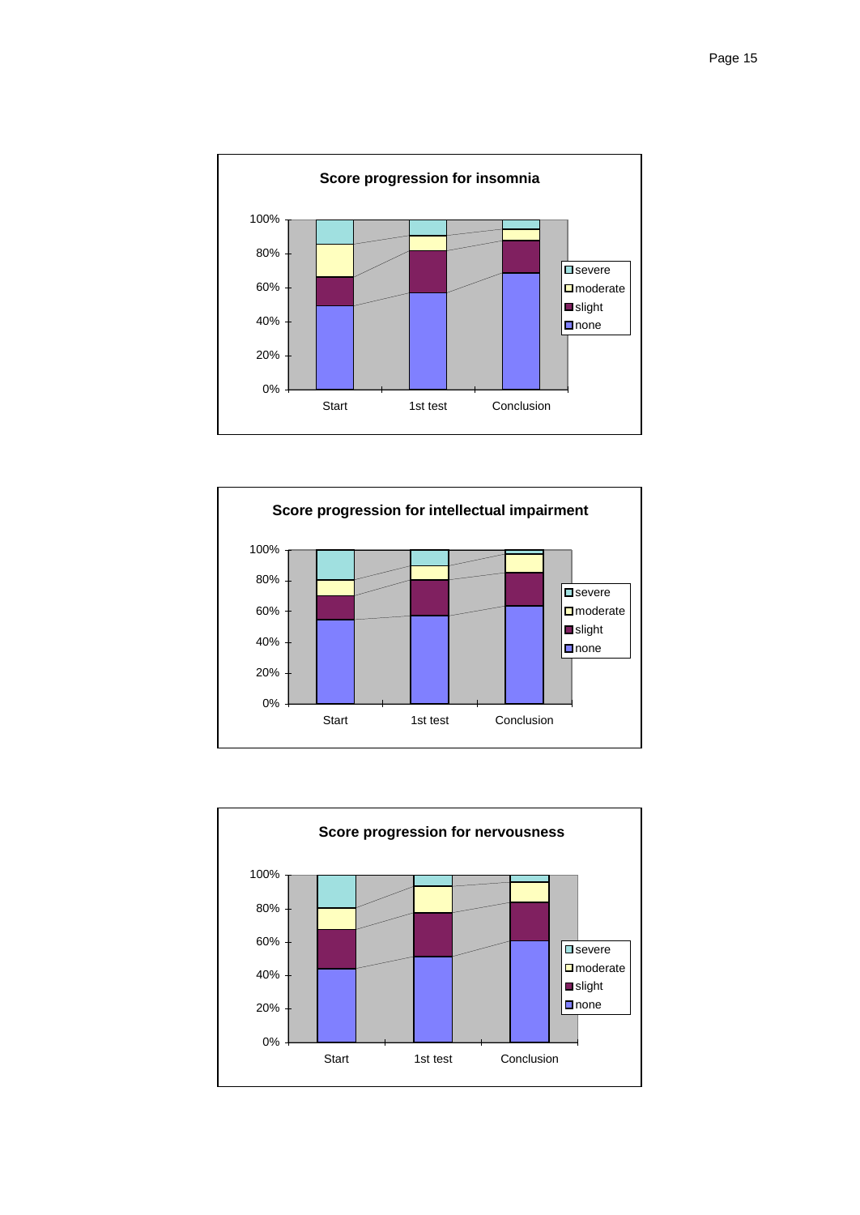**Score progression for insomnia**

100%
80%
60%
40%
20%
0%

Start | 1st test | Conclusion

- severe
- moderate
- slight
- none

**Score progression for intellectual impairment**

100%
80%
60%
40%
20%
0%

Start | 1st test | Conclusion

- severe
- moderate
- slight
- none

**Score progression for nervousness**

100%
80%
60%
40%
20%
0%

Start | 1st test | Conclusion

- severe
- moderate
- slight
- none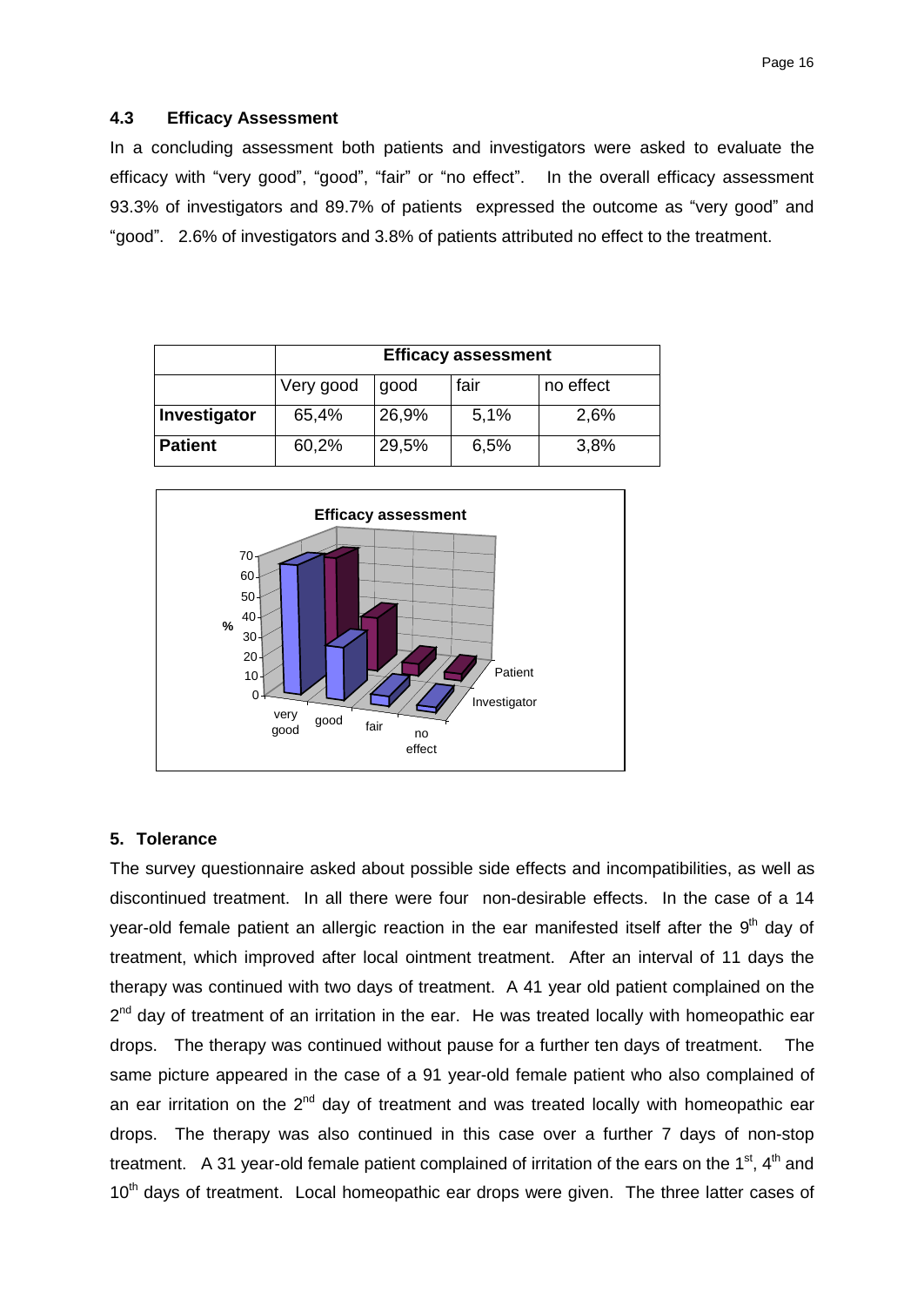### 4.3 Efficacy Assessment

In a concluding assessment both patients and investigators were asked to evaluate the efficacy with "very good", "good", "fair" or "no effect". In the overall efficacy assessment 93.3% of investigators and 89.7% of patients expressed the outcome as "very good" and "good". 2.6% of investigators and 3.8% of patients attributed no effect to the treatment.

| | Efficacy assessment | | | |
|---|---|---|---|---|
| | Very good | good | fair | no effect |
| **Investigator** | 65,4% | 26,9% | 5,1% | 2,6% |
| **Patient** | 60,2% | 29,5% | 6,5% | 3,8% |

## 5. Tolerance

The survey questionnaire asked about possible side effects and incompatibilities, as well as discontinued treatment. In all there were four non-desirable effects. In the case of a 14 year-old female patient an allergic reaction in the ear manifested itself after the 9th day of treatment, which improved after local ointment treatment. After an interval of 11 days the therapy was continued with two days of treatment. A 41 year old patient complained on the 2nd day of treatment of an irritation in the ear. He was treated locally with homeopathic ear drops. The therapy was continued without pause for a further ten days of treatment. The same picture appeared in the case of a 91 year-old female patient who also complained of an ear irritation on the 2nd day of treatment and was treated locally with homeopathic ear drops. The therapy was also continued in this case over a further 7 days of non-stop treatment. A 31 year-old female patient complained of irritation of the ears on the 1st, 4th and 10th days of treatment. Local homeopathic ear drops were given. The three latter cases of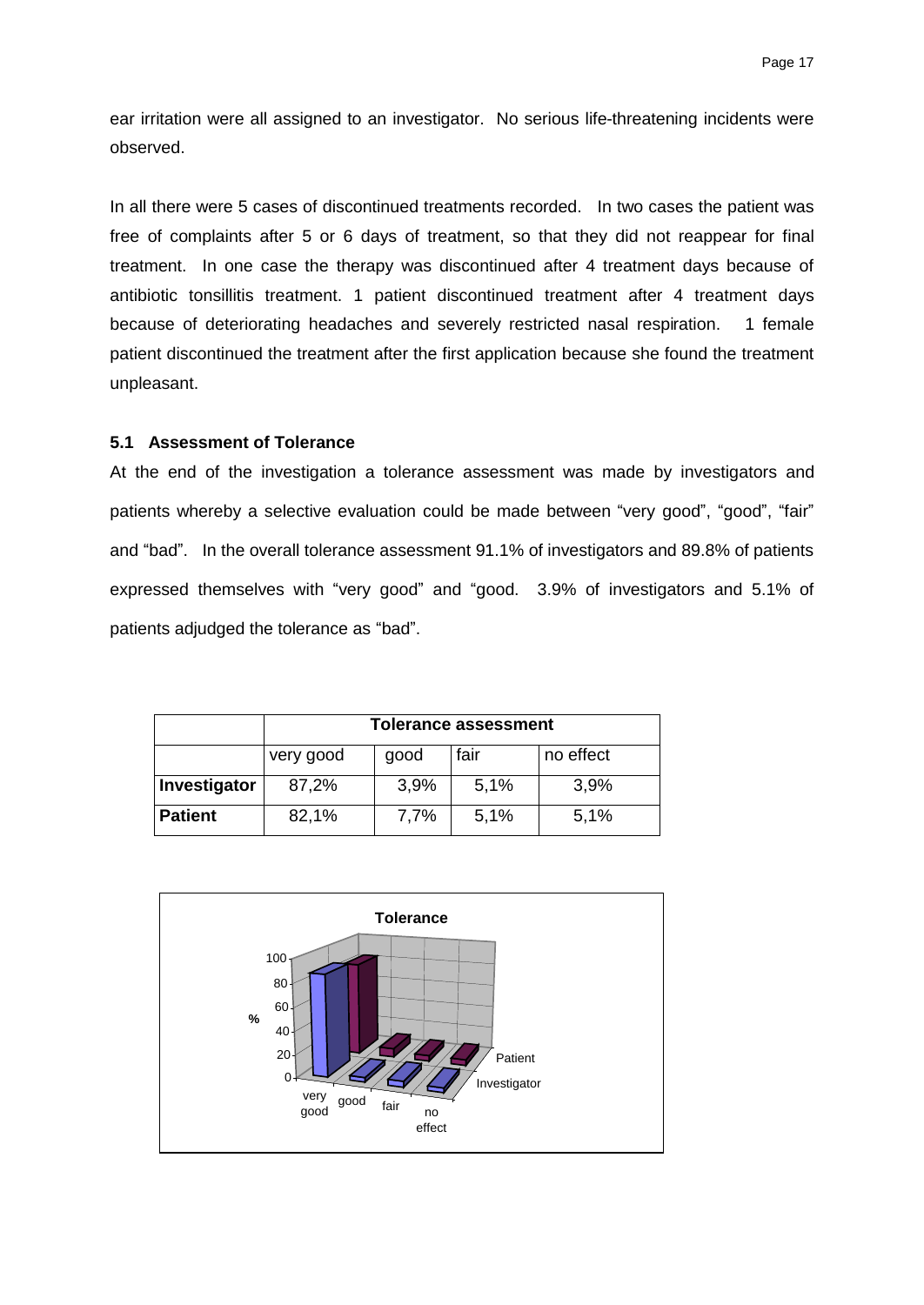ear irritation were all assigned to an investigator. No serious life-threatening incidents were observed.

In all there were 5 cases of discontinued treatments recorded. In two cases the patient was free of complaints after 5 or 6 days of treatment, so that they did not reappear for final treatment. In one case the therapy was discontinued after 4 treatment days because of antibiotic tonsillitis treatment. 1 patient discontinued treatment after 4 treatment days because of deteriorating headaches and severely restricted nasal respiration. 1 female patient discontinued the treatment after the first application because she found the treatment unpleasant.

### 5.1 Assessment of Tolerance

At the end of the investigation a tolerance assessment was made by investigators and patients whereby a selective evaluation could be made between "very good", "good", "fair" and "bad". In the overall tolerance assessment 91.1% of investigators and 89.8% of patients expressed themselves with "very good" and "good. 3.9% of investigators and 5.1% of patients adjudged the tolerance as "bad".

| | **Tolerance assessment** | | | |
|---|---|---|---|---|
| | very good | good | fair | no effect |
| **Investigator** | 87,2% | 3,9% | 5,1% | 3,9% |
| **Patient** | 82,1% | 7,7% | 5,1% | 5,1% |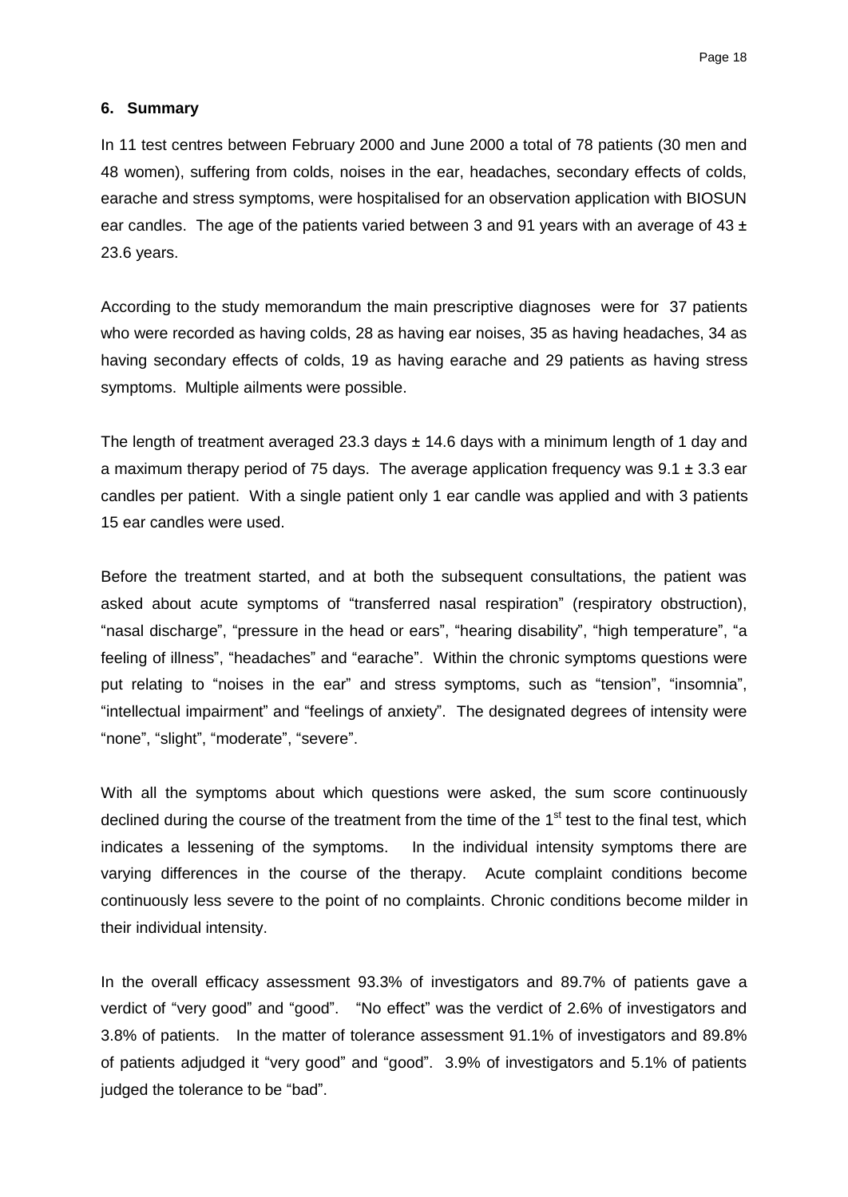## 6. Summary

In 11 test centres between February 2000 and June 2000 a total of 78 patients (30 men and 48 women), suffering from colds, noises in the ear, headaches, secondary effects of colds, earache and stress symptoms, were hospitalised for an observation application with BIOSUN ear candles. The age of the patients varied between 3 and 91 years with an average of 43 ± 23.6 years.

According to the study memorandum the main prescriptive diagnoses were for 37 patients who were recorded as having colds, 28 as having ear noises, 35 as having headaches, 34 as having secondary effects of colds, 19 as having earache and 29 patients as having stress symptoms. Multiple ailments were possible.

The length of treatment averaged 23.3 days ± 14.6 days with a minimum length of 1 day and a maximum therapy period of 75 days. The average application frequency was 9.1 ± 3.3 ear candles per patient. With a single patient only 1 ear candle was applied and with 3 patients 15 ear candles were used.

Before the treatment started, and at both the subsequent consultations, the patient was asked about acute symptoms of "transferred nasal respiration" (respiratory obstruction), "nasal discharge", "pressure in the head or ears", "hearing disability", "high temperature", "a feeling of illness", "headaches" and "earache". Within the chronic symptoms questions were put relating to "noises in the ear" and stress symptoms, such as "tension", "insomnia", "intellectual impairment" and "feelings of anxiety". The designated degrees of intensity were "none", "slight", "moderate", "severe".

With all the symptoms about which questions were asked, the sum score continuously declined during the course of the treatment from the time of the 1st test to the final test, which indicates a lessening of the symptoms. In the individual intensity symptoms there are varying differences in the course of the therapy. Acute complaint conditions become continuously less severe to the point of no complaints. Chronic conditions become milder in their individual intensity.

In the overall efficacy assessment 93.3% of investigators and 89.7% of patients gave a verdict of "very good" and "good". "No effect" was the verdict of 2.6% of investigators and 3.8% of patients. In the matter of tolerance assessment 91.1% of investigators and 89.8% of patients adjudged it "very good" and "good". 3.9% of investigators and 5.1% of patients judged the tolerance to be "bad".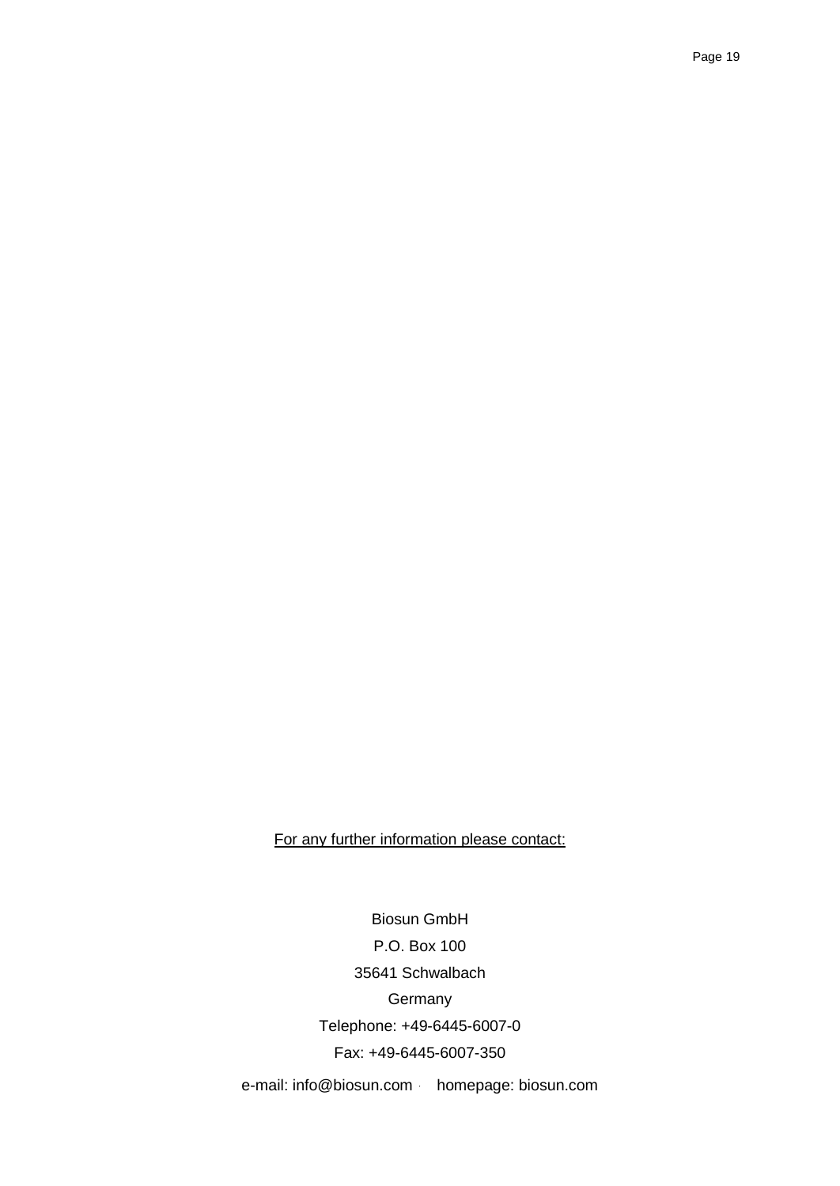For any further information please contact:

Biosun GmbH

P.O. Box 100

35641 Schwalbach

Germany

Telephone: +49-6445-6007-0

Fax: +49-6445-6007-350

e-mail: info@biosun.com · homepage: biosun.com